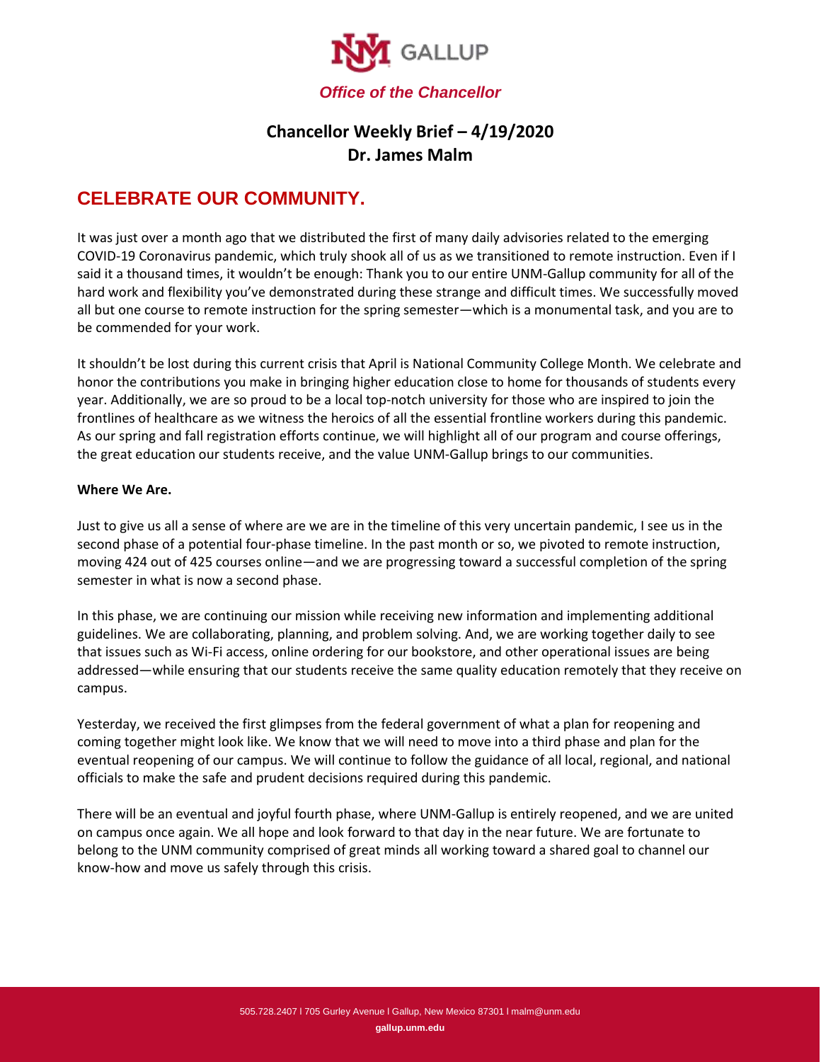GALLUP

*Office of the Chancellor*

# Chancellor Weekly Brief – 4/19/2020
## Dr. James Malm

## CELEBRATE OUR COMMUNITY.

It was just over a month ago that we distributed the first of many daily advisories related to the emerging COVID-19 Coronavirus pandemic, which truly shook all of us as we transitioned to remote instruction. Even if I said it a thousand times, it wouldn't be enough: Thank you to our entire UNM-Gallup community for all of the hard work and flexibility you've demonstrated during these strange and difficult times. We successfully moved all but one course to remote instruction for the spring semester—which is a monumental task, and you are to be commended for your work.

It shouldn't be lost during this current crisis that April is National Community College Month. We celebrate and honor the contributions you make in bringing higher education close to home for thousands of students every year. Additionally, we are so proud to be a local top-notch university for those who are inspired to join the frontlines of healthcare as we witness the heroics of all the essential frontline workers during this pandemic. As our spring and fall registration efforts continue, we will highlight all of our program and course offerings, the great education our students receive, and the value UNM-Gallup brings to our communities.

**Where We Are.**

Just to give us all a sense of where are we are in the timeline of this very uncertain pandemic, I see us in the second phase of a potential four-phase timeline. In the past month or so, we pivoted to remote instruction, moving 424 out of 425 courses online—and we are progressing toward a successful completion of the spring semester in what is now a second phase.

In this phase, we are continuing our mission while receiving new information and implementing additional guidelines. We are collaborating, planning, and problem solving. And, we are working together daily to see that issues such as Wi-Fi access, online ordering for our bookstore, and other operational issues are being addressed—while ensuring that our students receive the same quality education remotely that they receive on campus.

Yesterday, we received the first glimpses from the federal government of what a plan for reopening and coming together might look like. We know that we will need to move into a third phase and plan for the eventual reopening of our campus. We will continue to follow the guidance of all local, regional, and national officials to make the safe and prudent decisions required during this pandemic.

There will be an eventual and joyful fourth phase, where UNM-Gallup is entirely reopened, and we are united on campus once again. We all hope and look forward to that day in the near future. We are fortunate to belong to the UNM community comprised of great minds all working toward a shared goal to channel our know-how and move us safely through this crisis.

505.728.2407 l 705 Gurley Avenue l Gallup, New Mexico 87301 l malm@unm.edu

**gallup.unm.edu**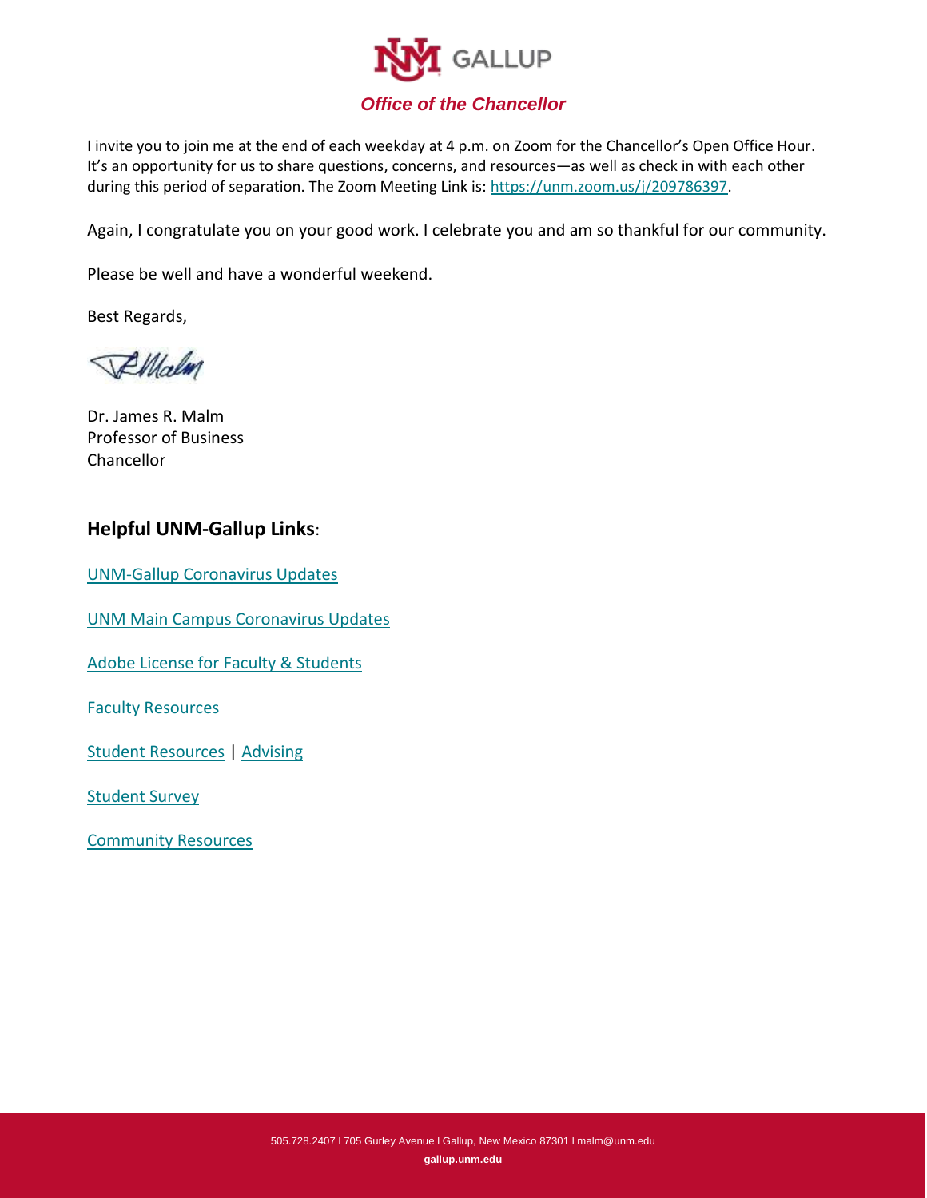I invite you to join me at the end of each weekday at 4 p.m. on Zoom for the Chancellor's Open Office Hour. It's an opportunity for us to share questions, concerns, and resources—as well as check in with each other during this period of separation. The Zoom Meeting Link is: [https://unm.zoom.us/j/209786397](https://unm.zoom.us/j/209786397).

Again, I congratulate you on your good work. I celebrate you and am so thankful for our community.

Please be well and have a wonderful weekend.

Best Regards,

Dr. James R. Malm
Professor of Business
Chancellor

## **Helpful UNM-Gallup Links**:

UNM-Gallup Coronavirus Updates

UNM Main Campus Coronavirus Updates

Adobe License for Faculty & Students

Faculty Resources

Student Resources | Advising

Student Survey

Community Resources

505.728.2407 l 705 Gurley Avenue l Gallup, New Mexico 87301 l malm@unm.edu

**gallup.unm.edu**